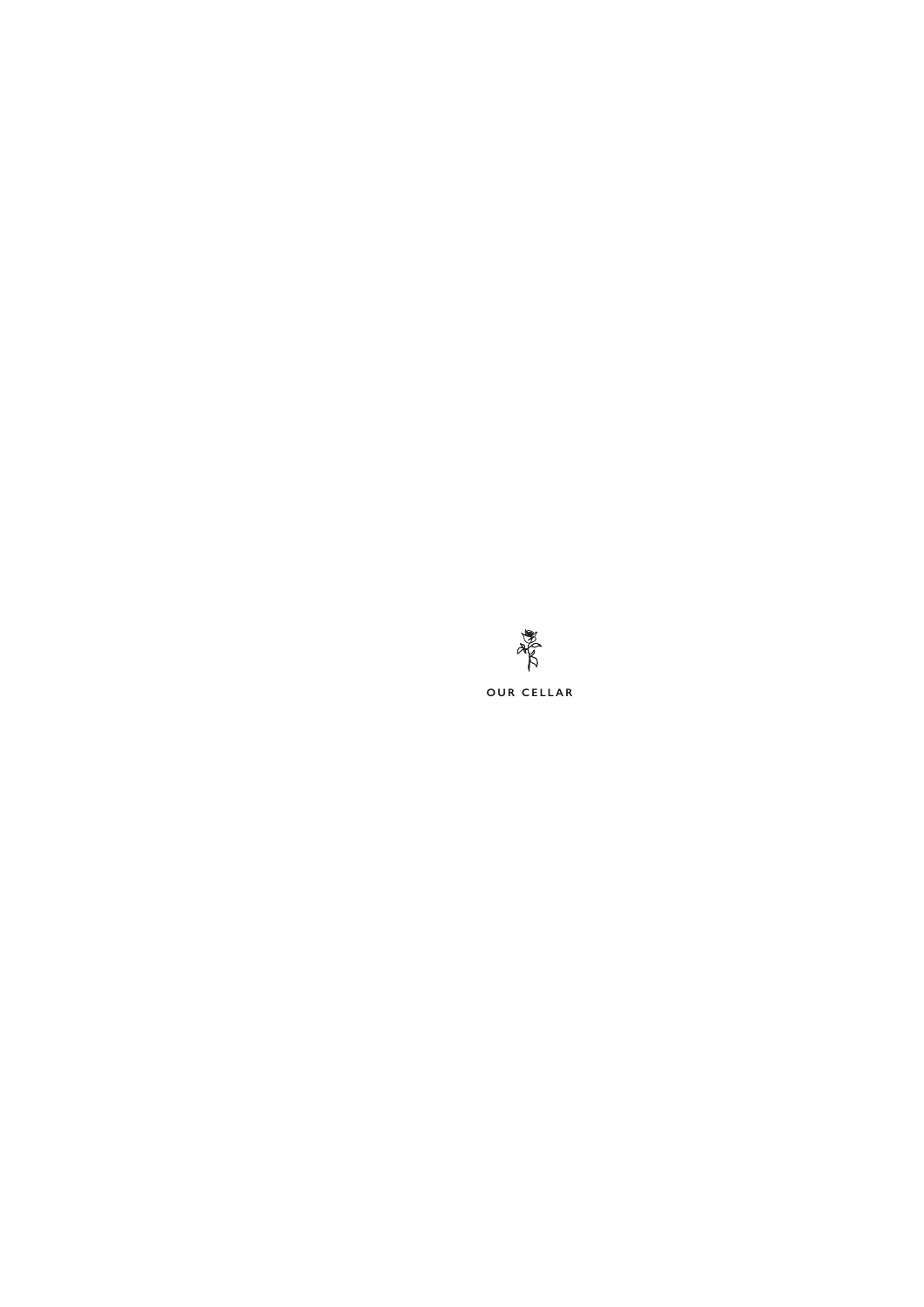# OUR CELLAR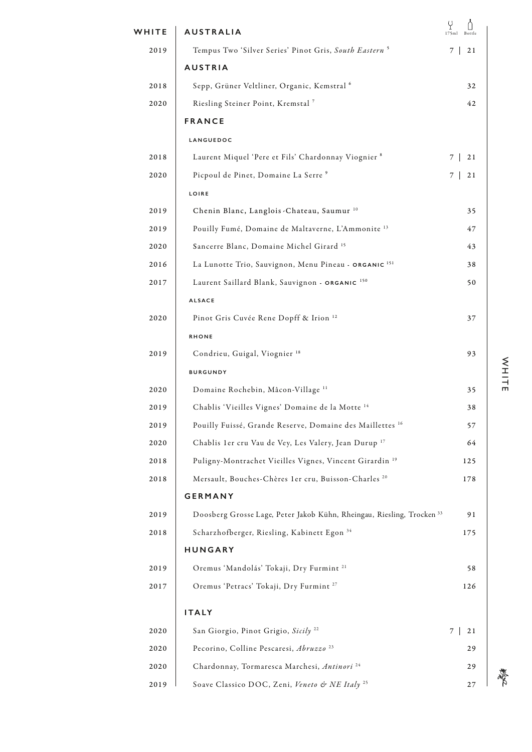# WHITE

| Vintage | Wine | 175ml | Bottle |
|---|---|---|---|
| | **AUSTRALIA** | | |
| 2019 | Tempus Two 'Silver Series' Pinot Gris, *South Eastern* [5] | 7 | 21 |
| | **AUSTRIA** | | |
| 2018 | Sepp, Grüner Veltliner, Organic, Kemstral [6] | | 32 |
| 2020 | Riesling Steiner Point, Kremstal [7] | | 42 |
| | **FRANCE** | | |
| | **LANGUEDOC** | | |
| 2018 | Laurent Miquel 'Pere et Fils' Chardonnay Viognier [8] | 7 | 21 |
| 2020 | Picpoul de Pinet, Domaine La Serre [9] | 7 | 21 |
| | **LOIRE** | | |
| 2019 | Chenin Blanc, Langlois-Chateau, Saumur [10] | | 35 |
| 2019 | Pouilly Fumé, Domaine de Maltaverne, L'Ammonite [13] | | 47 |
| 2020 | Sancerre Blanc, Domaine Michel Girard [15] | | 43 |
| 2016 | La Lunotte Trio, Sauvignon, Menu Pineau - **ORGANIC** [151] | | 38 |
| 2017 | Laurent Saillard Blank, Sauvignon - **ORGANIC** [150] | | 50 |
| | **ALSACE** | | |
| 2020 | Pinot Gris Cuvée Rene Dopff & Irion [12] | | 37 |
| | **RHONE** | | |
| 2019 | Condrieu, Guigal, Viognier [18] | | 93 |
| | **BURGUNDY** | | |
| 2020 | Domaine Rochebin, Mâcon-Village [11] | | 35 |
| 2019 | Chablis 'Vieilles Vignes' Domaine de la Motte [14] | | 38 |
| 2019 | Pouilly Fuissé, Grande Reserve, Domaine des Maillettes [16] | | 57 |
| 2020 | Chablis 1er cru Vau de Vey, Les Valery, Jean Durup [17] | | 64 |
| 2018 | Puligny-Montrachet Vieilles Vignes, Vincent Girardin [19] | | 125 |
| 2018 | Mersault, Bouches-Chères 1er cru, Buisson-Charles [20] | | 178 |
| | **GERMANY** | | |
| 2019 | Doosberg Grosse Lage, Peter Jakob Kühn, Rheingau, Riesling, Trocken [33] | | 91 |
| 2018 | Scharzhofberger, Riesling, Kabinett Egon [34] | | 175 |
| | **HUNGARY** | | |
| 2019 | Oremus 'Mandolás' Tokaji, Dry Furmint [21] | | 58 |
| 2017 | Oremus 'Petracs' Tokaji, Dry Furmint [27] | | 126 |
| | **ITALY** | | |
| 2020 | San Giorgio, Pinot Grigio, *Sicily* [22] | 7 | 21 |
| 2020 | Pecorino, Colline Pescaresi, *Abruzzo* [23] | | 29 |
| 2020 | Chardonnay, Tormaresca Marchesi, *Antinori* [24] | | 29 |
| 2019 | Soave Classico DOC, Zeni, *Veneto & NE Italy* [25] | | 27 |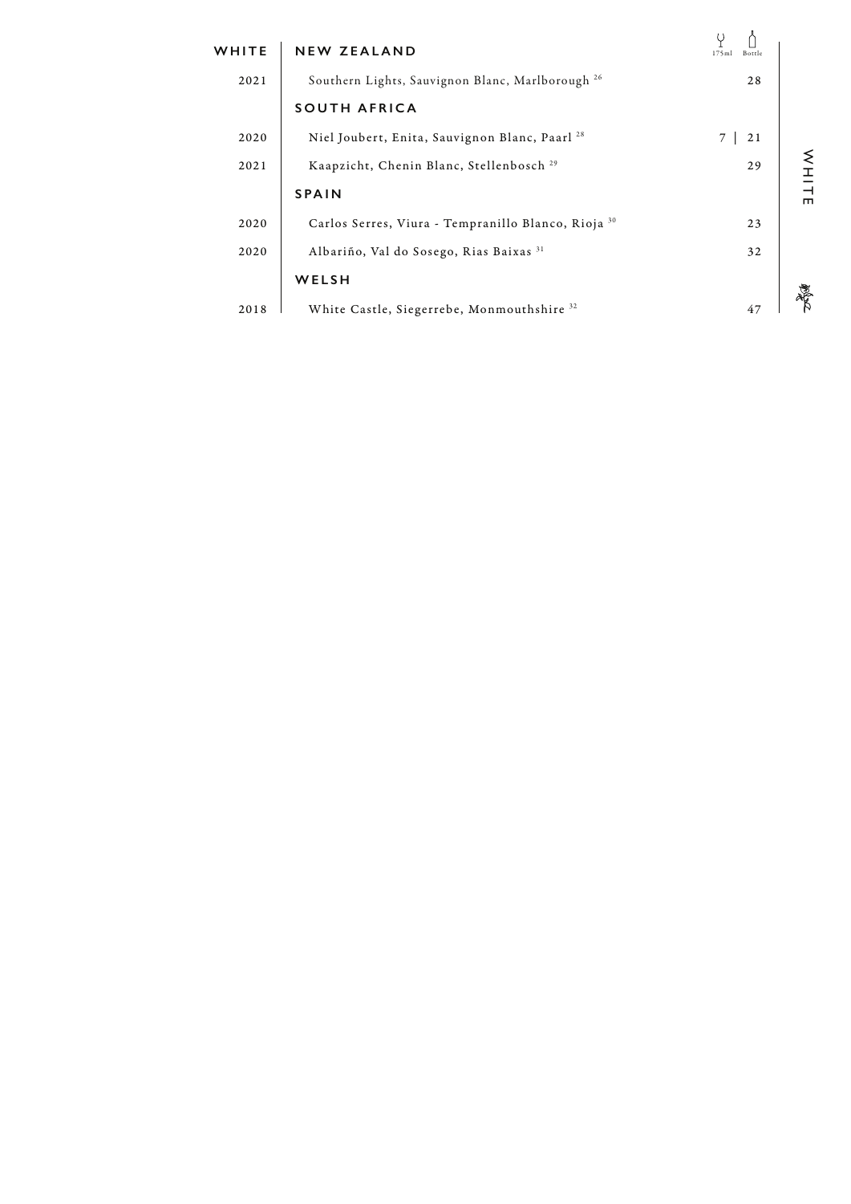# WHITE

| Vintage | Wine | 175ml | Bottle |
|---|---|---|---|
| | **NEW ZEALAND** | | |
| 2021 | Southern Lights, Sauvignon Blanc, Marlborough [26] | | 28 |
| | **SOUTH AFRICA** | | |
| 2020 | Niel Joubert, Enita, Sauvignon Blanc, Paarl [28] | 7 | 21 |
| 2021 | Kaapzicht, Chenin Blanc, Stellenbosch [29] | | 29 |
| | **SPAIN** | | |
| 2020 | Carlos Serres, Viura - Tempranillo Blanco, Rioja [30] | | 23 |
| 2020 | Albariño, Val do Sosego, Rias Baixas [31] | | 32 |
| | **WELSH** | | |
| 2018 | White Castle, Siegerrebe, Monmouthshire [32] | | 47 |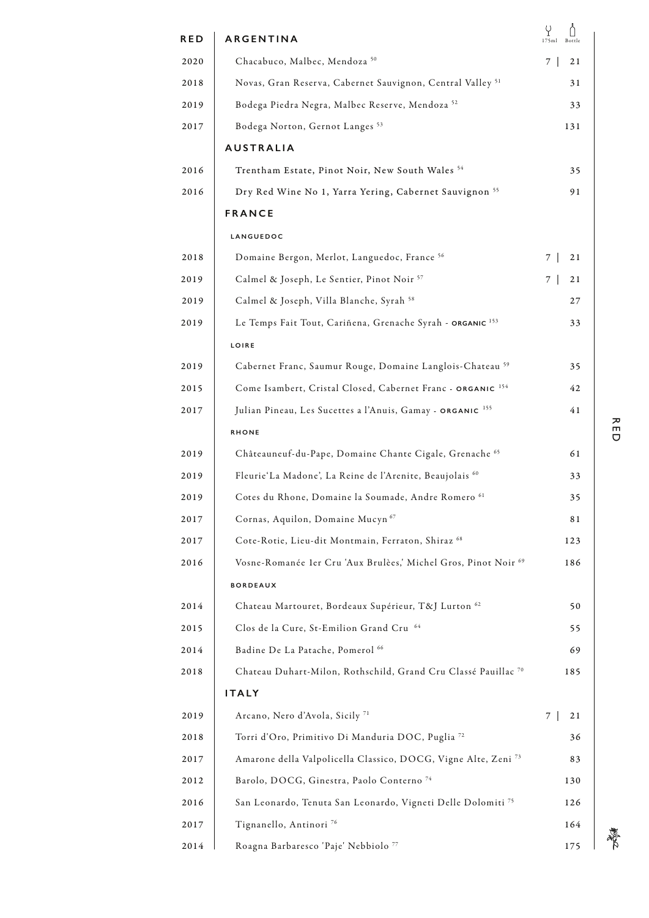| RED | ARGENTINA | 175ml | Bottle |
|---|---|---|---|
| 2020 | Chacabuco, Malbec, Mendoza [50] | 7 | 21 |
| 2018 | Novas, Gran Reserva, Cabernet Sauvignon, Central Valley [51] | | 31 |
| 2019 | Bodega Piedra Negra, Malbec Reserve, Mendoza [52] | | 33 |
| 2017 | Bodega Norton, Gernot Langes [53] | | 131 |
| | **AUSTRALIA** | | |
| 2016 | Trentham Estate, Pinot Noir, New South Wales [54] | | 35 |
| 2016 | Dry Red Wine No 1, Yarra Yering, Cabernet Sauvignon [55] | | 91 |
| | **FRANCE** | | |
| | **LANGUEDOC** | | |
| 2018 | Domaine Bergon, Merlot, Languedoc, France [56] | 7 | 21 |
| 2019 | Calmel & Joseph, Le Sentier, Pinot Noir [57] | 7 | 21 |
| 2019 | Calmel & Joseph, Villa Blanche, Syrah [58] | | 27 |
| 2019 | Le Temps Fait Tout, Cariñena, Grenache Syrah - ORGANIC [153] | | 33 |
| | **LOIRE** | | |
| 2019 | Cabernet Franc, Saumur Rouge, Domaine Langlois-Chateau [59] | | 35 |
| 2015 | Come Isambert, Cristal Closed, Cabernet Franc - ORGANIC [154] | | 42 |
| 2017 | Julian Pineau, Les Sucettes a l'Anuis, Gamay - ORGANIC [155] | | 41 |
| | **RHONE** | | |
| 2019 | Châteauneuf-du-Pape, Domaine Chante Cigale, Grenache [65] | | 61 |
| 2019 | Fleurie'La Madone', La Reine de l'Arenite, Beaujolais [60] | | 33 |
| 2019 | Cotes du Rhone, Domaine la Soumade, Andre Romero [61] | | 35 |
| 2017 | Cornas, Aquilon, Domaine Mucyn [67] | | 81 |
| 2017 | Cote-Rotie, Lieu-dit Montmain, Ferraton, Shiraz [68] | | 123 |
| 2016 | Vosne-Romanée 1er Cru 'Aux Brulèes,' Michel Gros, Pinot Noir [69] | | 186 |
| | **BORDEAUX** | | |
| 2014 | Chateau Martouret, Bordeaux Supérieur, T&J Lurton [62] | | 50 |
| 2015 | Clos de la Cure, St-Emilion Grand Cru [64] | | 55 |
| 2014 | Badine De La Patache, Pomerol [66] | | 69 |
| 2018 | Chateau Duhart-Milon, Rothschild, Grand Cru Classé Pauillac [70] | | 185 |
| | **ITALY** | | |
| 2019 | Arcano, Nero d'Avola, Sicily [71] | 7 | 21 |
| 2018 | Torri d'Oro, Primitivo Di Manduria DOC, Puglia [72] | | 36 |
| 2017 | Amarone della Valpolicella Classico, DOCG, Vigne Alte, Zeni [73] | | 83 |
| 2012 | Barolo, DOCG, Ginestra, Paolo Conterno [74] | | 130 |
| 2016 | San Leonardo, Tenuta San Leonardo, Vigneti Delle Dolomiti [75] | | 126 |
| 2017 | Tignanello, Antinori [76] | | 164 |
| 2014 | Roagna Barbaresco 'Paje' Nebbiolo [77] | | 175 |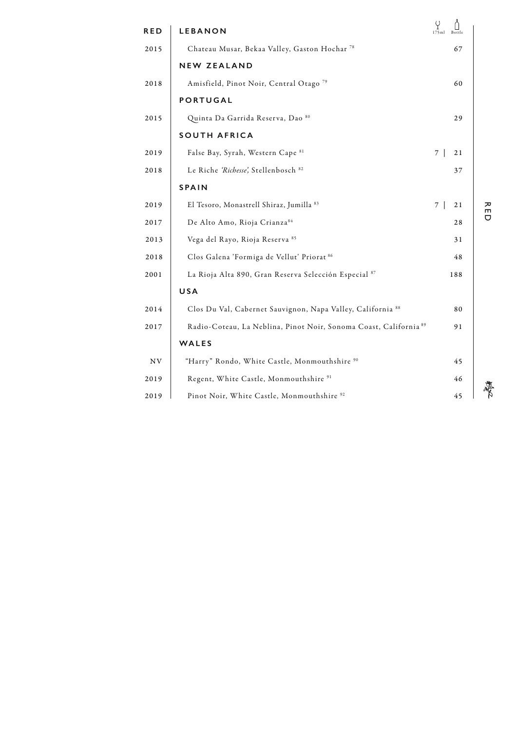| RED | LEBANON | 175ml | Bottle |
|---|---|---|---|
| 2015 | Chateau Musar, Bekaa Valley, Gaston Hochar [78] | | 67 |
| | **NEW ZEALAND** | | |
| 2018 | Amisfield, Pinot Noir, Central Otago [79] | | 60 |
| | **PORTUGAL** | | |
| 2015 | Quinta Da Garrida Reserva, Dao [80] | | 29 |
| | **SOUTH AFRICA** | | |
| 2019 | False Bay, Syrah, Western Cape [81] | 7 | 21 |
| 2018 | Le Riche *'Richesse',* Stellenbosch [82] | | 37 |
| | **SPAIN** | | |
| 2019 | El Tesoro, Monastrell Shiraz, Jumilla [83] | 7 | 21 |
| 2017 | De Alto Amo, Rioja Crianza [84] | | 28 |
| 2013 | Vega del Rayo, Rioja Reserva [85] | | 31 |
| 2018 | Clos Galena 'Formiga de Vellut' Priorat [86] | | 48 |
| 2001 | La Rioja Alta 890, Gran Reserva Selección Especial [87] | | 188 |
| | **USA** | | |
| 2014 | Clos Du Val, Cabernet Sauvignon, Napa Valley, California [88] | | 80 |
| 2017 | Radio-Coteau, La Neblina, Pinot Noir, Sonoma Coast, California [89] | | 91 |
| | **WALES** | | |
| NV | "Harry" Rondo, White Castle, Monmouthshire [90] | | 45 |
| 2019 | Regent, White Castle, Monmouthshire [91] | | 46 |
| 2019 | Pinot Noir, White Castle, Monmouthshire [92] | | 45 |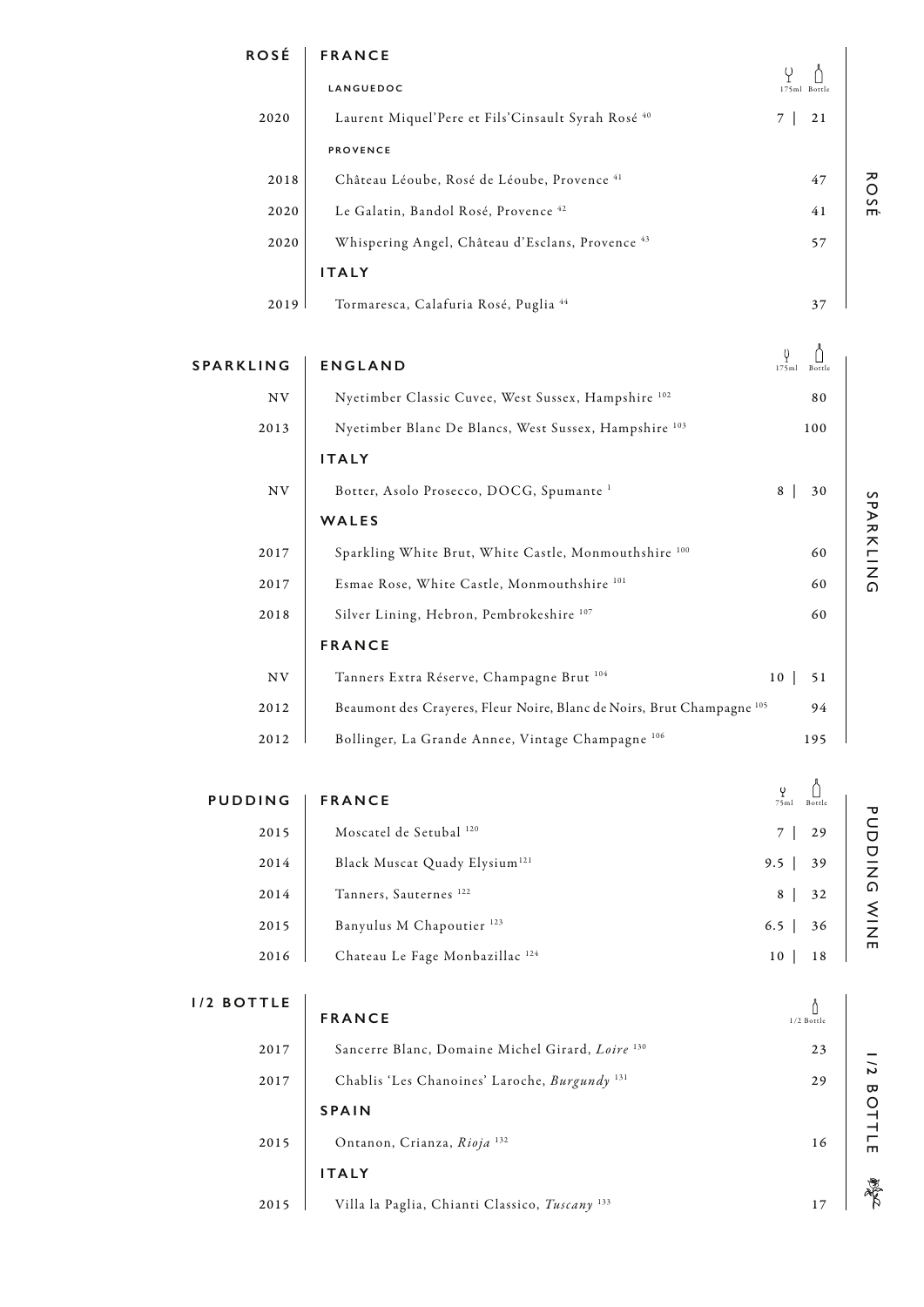## ROSÉ

### FRANCE

| Year | Wine | 175ml | Bottle |
|---|---|---|---|
| | **LANGUEDOC** | | |
| 2020 | Laurent Miquel'Pere et Fils'Cinsault Syrah Rosé [40] | 7 | 21 |
| | **PROVENCE** | | |
| 2018 | Château Léoube, Rosé de Léoube, Provence [41] | | 47 |
| 2020 | Le Galatin, Bandol Rosé, Provence [42] | | 41 |
| 2020 | Whispering Angel, Château d'Esclans, Provence [43] | | 57 |
| | **ITALY** | | |
| 2019 | Tormaresca, Calafuria Rosé, Puglia [44] | | 37 |

## SPARKLING

| Year | Wine | 175ml | Bottle |
|---|---|---|---|
| | **ENGLAND** | | |
| NV | Nyetimber Classic Cuvee, West Sussex, Hampshire [102] | | 80 |
| 2013 | Nyetimber Blanc De Blancs, West Sussex, Hampshire [103] | | 100 |
| | **ITALY** | | |
| NV | Botter, Asolo Prosecco, DOCG, Spumante [1] | 8 | 30 |
| | **WALES** | | |
| 2017 | Sparkling White Brut, White Castle, Monmouthshire [100] | | 60 |
| 2017 | Esmae Rose, White Castle, Monmouthshire [101] | | 60 |
| 2018 | Silver Lining, Hebron, Pembrokeshire [107] | | 60 |
| | **FRANCE** | | |
| NV | Tanners Extra Réserve, Champagne Brut [104] | 10 | 51 |
| 2012 | Beaumont des Crayeres, Fleur Noire, Blanc de Noirs, Brut Champagne [105] | | 94 |
| 2012 | Bollinger, La Grande Annee, Vintage Champagne [106] | | 195 |

## PUDDING WINE

| Year | Wine | 75ml | Bottle |
|---|---|---|---|
| | **FRANCE** | | |
| 2015 | Moscatel de Setubal [120] | 7 | 29 |
| 2014 | Black Muscat Quady Elysium [121] | 9.5 | 39 |
| 2014 | Tanners, Sauternes [122] | 8 | 32 |
| 2015 | Banyulus M Chapoutier [123] | 6.5 | 36 |
| 2016 | Chateau Le Fage Monbazillac [124] | 10 | 18 |

## 1/2 BOTTLE

| Year | Wine | 1/2 Bottle |
|---|---|---|
| | **FRANCE** | |
| 2017 | Sancerre Blanc, Domaine Michel Girard, *Loire* [130] | 23 |
| 2017 | Chablis 'Les Chanoines' Laroche, *Burgundy* [131] | 29 |
| | **SPAIN** | |
| 2015 | Ontanon, Crianza, *Rioja* [132] | 16 |
| | **ITALY** | |
| 2015 | Villa la Paglia, Chianti Classico, *Tuscany* [133] | 17 |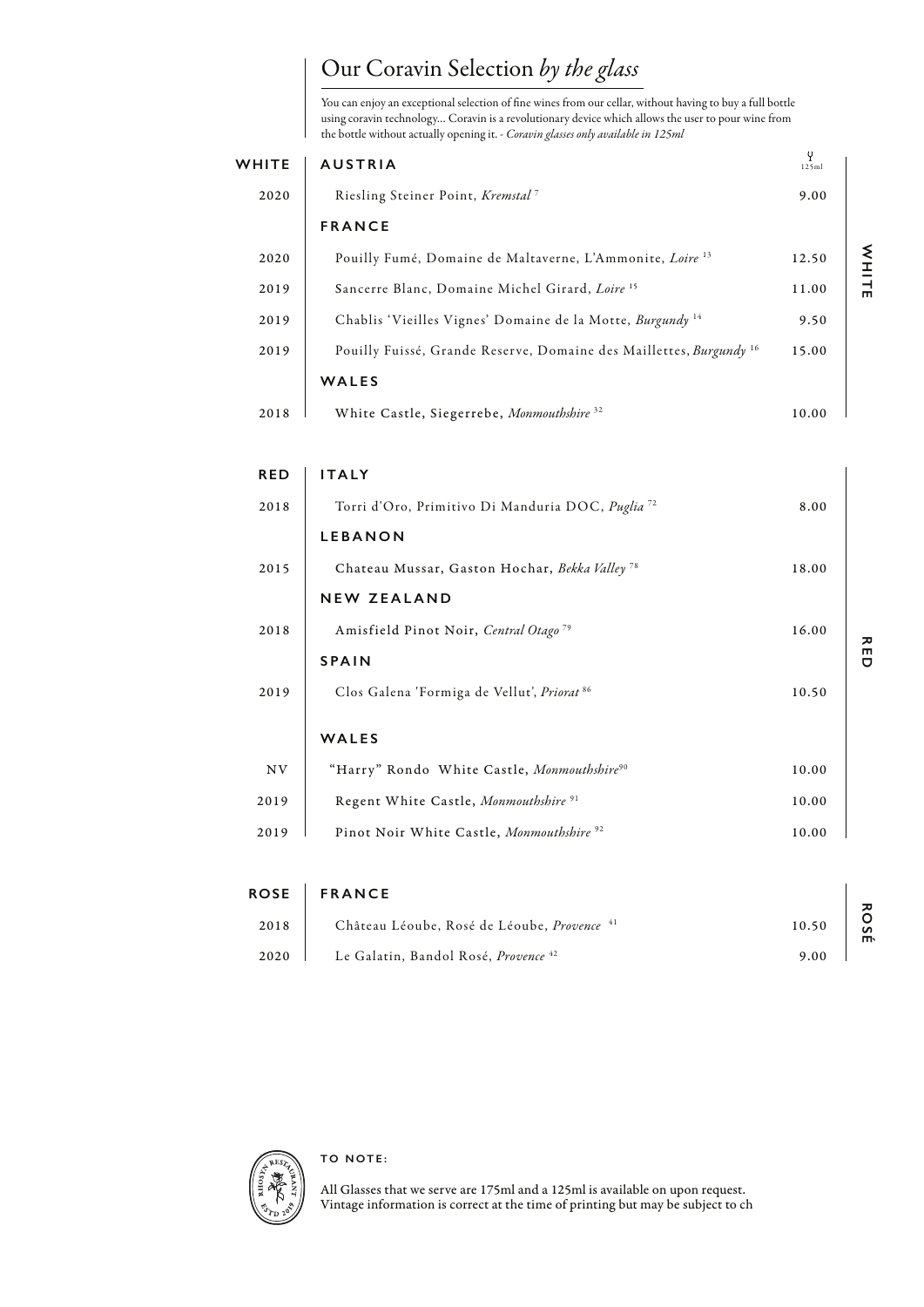# Our Coravin Selection *by the glass*

You can enjoy an exceptional selection of fine wines from our cellar, without having to buy a full bottle using coravin technology... Coravin is a revolutionary device which allows the user to pour wine from the bottle without actually opening it. - *Coravin glasses only available in 125ml*

## WHITE

| Vintage | | 125ml |
|---|---|---|
| | **AUSTRIA** | |
| 2020 | Riesling Steiner Point, *Kremstal* [7] | 9.00 |
| | **FRANCE** | |
| 2020 | Pouilly Fumé, Domaine de Maltaverne, L'Ammonite, *Loire* [13] | 12.50 |
| 2019 | Sancerre Blanc, Domaine Michel Girard, *Loire* [15] | 11.00 |
| 2019 | Chablis 'Vieilles Vignes' Domaine de la Motte, *Burgundy* [14] | 9.50 |
| 2019 | Pouilly Fuissé, Grande Reserve, Domaine des Maillettes, *Burgundy* [16] | 15.00 |
| | **WALES** | |
| 2018 | White Castle, Siegerrebe, *Monmouthshire* [32] | 10.00 |

## RED

| Vintage | | 125ml |
|---|---|---|
| | **ITALY** | |
| 2018 | Torri d'Oro, Primitivo Di Manduria DOC, *Puglia* [72] | 8.00 |
| | **LEBANON** | |
| 2015 | Chateau Mussar, Gaston Hochar, *Bekka Valley* [78] | 18.00 |
| | **NEW ZEALAND** | |
| 2018 | Amisfield Pinot Noir, *Central Otago* [79] | 16.00 |
| | **SPAIN** | |
| 2019 | Clos Galena 'Formiga de Vellut', *Priorat* [86] | 10.50 |
| | **WALES** | |
| NV | "Harry" Rondo White Castle, *Monmouthshire* [90] | 10.00 |
| 2019 | Regent White Castle, *Monmouthshire* [91] | 10.00 |
| 2019 | Pinot Noir White Castle, *Monmouthshire* [92] | 10.00 |

## ROSÉ

| Vintage | | 125ml |
|---|---|---|
| | **FRANCE** | |
| 2018 | Château Léoube, Rosé de Léoube, *Provence* [41] | 10.50 |
| 2020 | Le Galatin, Bandol Rosé, *Provence* [42] | 9.00 |

**TO NOTE:**

All Glasses that we serve are 175ml and a 125ml is available on upon request.
Vintage information is correct at the time of printing but may be subject to ch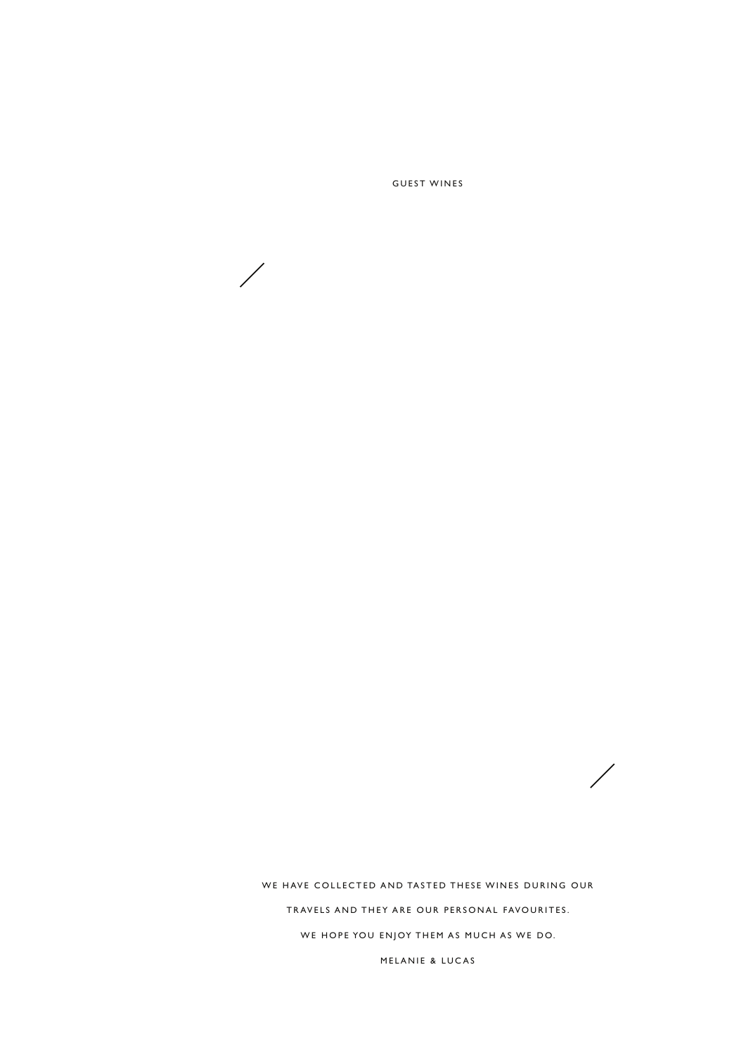GUEST WINES

WE HAVE COLLECTED AND TASTED THESE WINES DURING OUR

TRAVELS AND THEY ARE OUR PERSONAL FAVOURITES.

WE HOPE YOU ENJOY THEM AS MUCH AS WE DO.

MELANIE & LUCAS